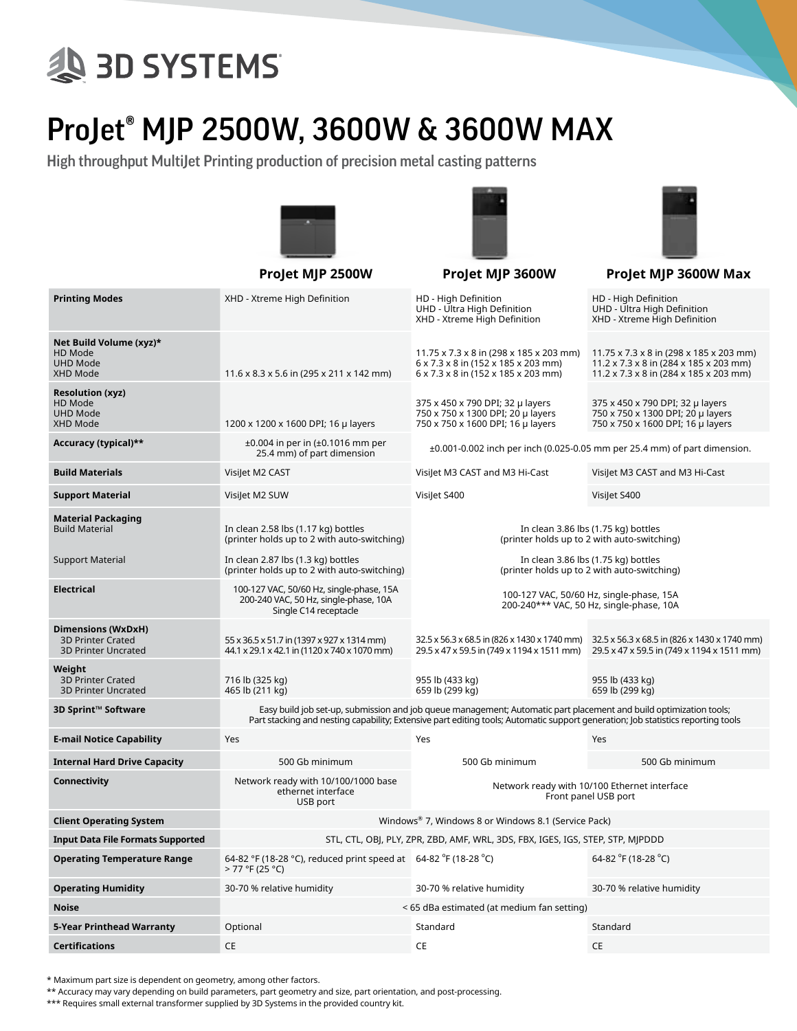# 3D SYSTEMS

# ProJet® MJP 2500W, 3600W & 3600W MAX

## High throughput MultiJet Printing production of precision metal casting patterns

| | ProJet MJP 2500W | ProJet MJP 3600W | ProJet MJP 3600W Max |
|---|---|---|---|
| **Printing Modes** | XHD - Xtreme High Definition | HD - High Definition<br>UHD - Ultra High Definition<br>XHD - Xtreme High Definition | HD - High Definition<br>UHD - Ultra High Definition<br>XHD - Xtreme High Definition |
| **Net Build Volume (xyz)***<br>HD Mode<br>UHD Mode<br>XHD Mode | 11.6 x 8.3 x 5.6 in (295 x 211 x 142 mm) | 11.75 x 7.3 x 8 in (298 x 185 x 203 mm)<br>6 x 7.3 x 8 in (152 x 185 x 203 mm)<br>6 x 7.3 x 8 in (152 x 185 x 203 mm) | 11.75 x 7.3 x 8 in (298 x 185 x 203 mm)<br>11.2 x 7.3 x 8 in (284 x 185 x 203 mm)<br>11.2 x 7.3 x 8 in (284 x 185 x 203 mm) |
| **Resolution (xyz)**<br>HD Mode<br>UHD Mode<br>XHD Mode | 1200 x 1200 x 1600 DPI; 16 μ layers | 375 x 450 x 790 DPI; 32 μ layers<br>750 x 750 x 1300 DPI; 20 μ layers<br>750 x 750 x 1600 DPI; 16 μ layers | 375 x 450 x 790 DPI; 32 μ layers<br>750 x 750 x 1300 DPI; 20 μ layers<br>750 x 750 x 1600 DPI; 16 μ layers |
| **Accuracy (typical)**** | ±0.004 in per in (±0.1016 mm per 25.4 mm) of part dimension | ±0.001-0.002 inch per inch (0.025-0.05 mm per 25.4 mm) of part dimension. | |
| **Build Materials** | VisiJet M2 CAST | VisiJet M3 CAST and M3 Hi-Cast | VisiJet M3 CAST and M3 Hi-Cast |
| **Support Material** | VisiJet M2 SUW | VisiJet S400 | VisiJet S400 |
| **Material Packaging**<br>Build Material<br><br>Support Material | In clean 2.58 lbs (1.17 kg) bottles (printer holds up to 2 with auto-switching)<br><br>In clean 2.87 lbs (1.3 kg) bottles (printer holds up to 2 with auto-switching) | In clean 3.86 lbs (1.75 kg) bottles (printer holds up to 2 with auto-switching)<br><br>In clean 3.86 lbs (1.75 kg) bottles (printer holds up to 2 with auto-switching) | |
| **Electrical** | 100-127 VAC, 50/60 Hz, single-phase, 15A<br>200-240 VAC, 50 Hz, single-phase, 10A<br>Single C14 receptacle | 100-127 VAC, 50/60 Hz, single-phase, 15A<br>200-240*** VAC, 50 Hz, single-phase, 10A | |
| **Dimensions (WxDxH)**<br>3D Printer Crated<br>3D Printer Uncrated | 55 x 36.5 x 51.7 in (1397 x 927 x 1314 mm)<br>44.1 x 29.1 x 42.1 in (1120 x 740 x 1070 mm) | 32.5 x 56.3 x 68.5 in (826 x 1430 x 1740 mm)<br>29.5 x 47 x 59.5 in (749 x 1194 x 1511 mm) | 32.5 x 56.3 x 68.5 in (826 x 1430 x 1740 mm)<br>29.5 x 47 x 59.5 in (749 x 1194 x 1511 mm) |
| **Weight**<br>3D Printer Crated<br>3D Printer Uncrated | 716 lb (325 kg)<br>465 lb (211 kg) | 955 lb (433 kg)<br>659 lb (299 kg) | 955 lb (433 kg)<br>659 lb (299 kg) |
| **3D Sprint™ Software** | Easy build job set-up, submission and job queue management; Automatic part placement and build optimization tools; Part stacking and nesting capability; Extensive part editing tools; Automatic support generation; Job statistics reporting tools | | |
| **E-mail Notice Capability** | Yes | Yes | Yes |
| **Internal Hard Drive Capacity** | 500 Gb minimum | 500 Gb minimum | 500 Gb minimum |
| **Connectivity** | Network ready with 10/100/1000 base ethernet interface<br>USB port | Network ready with 10/100 Ethernet interface<br>Front panel USB port | |
| **Client Operating System** | Windows® 7, Windows 8 or Windows 8.1 (Service Pack) | | |
| **Input Data File Formats Supported** | STL, CTL, OBJ, PLY, ZPR, ZBD, AMF, WRL, 3DS, FBX, IGES, IGS, STEP, STP, MJPDDD | | |
| **Operating Temperature Range** | 64-82 °F (18-28 °C), reduced print speed at > 77 °F (25 °C) | 64-82 °F (18-28 °C) | 64-82 °F (18-28 °C) |
| **Operating Humidity** | 30-70 % relative humidity | 30-70 % relative humidity | 30-70 % relative humidity |
| **Noise** | < 65 dBa estimated (at medium fan setting) | | |
| **5-Year Printhead Warranty** | Optional | Standard | Standard |
| **Certifications** | CE | CE | CE |

\* Maximum part size is dependent on geometry, among other factors.
** Accuracy may vary depending on build parameters, part geometry and size, part orientation, and post-processing.
*** Requires small external transformer supplied by 3D Systems in the provided country kit.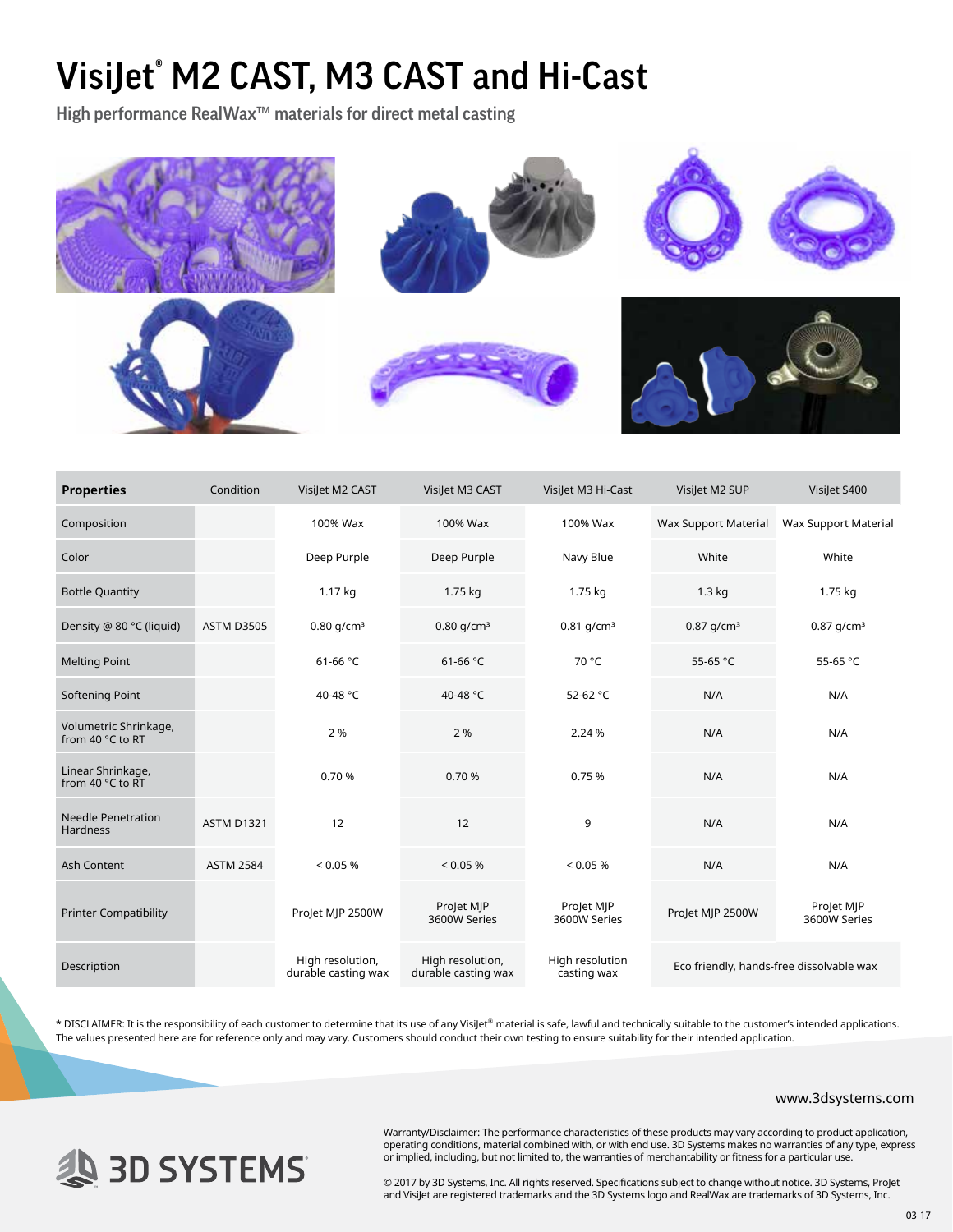# VisiJet® M2 CAST, M3 CAST and Hi-Cast

## High performance RealWax™ materials for direct metal casting

| Properties | Condition | VisiJet M2 CAST | VisiJet M3 CAST | VisiJet M3 Hi-Cast | VisiJet M2 SUP | VisiJet S400 |
|---|---|---|---|---|---|---|
| Composition | | 100% Wax | 100% Wax | 100% Wax | Wax Support Material | Wax Support Material |
| Color | | Deep Purple | Deep Purple | Navy Blue | White | White |
| Bottle Quantity | | 1.17 kg | 1.75 kg | 1.75 kg | 1.3 kg | 1.75 kg |
| Density @ 80 °C (liquid) | ASTM D3505 | 0.80 g/cm³ | 0.80 g/cm³ | 0.81 g/cm³ | 0.87 g/cm³ | 0.87 g/cm³ |
| Melting Point | | 61-66 °C | 61-66 °C | 70 °C | 55-65 °C | 55-65 °C |
| Softening Point | | 40-48 °C | 40-48 °C | 52-62 °C | N/A | N/A |
| Volumetric Shrinkage, from 40 °C to RT | | 2 % | 2 % | 2.24 % | N/A | N/A |
| Linear Shrinkage, from 40 °C to RT | | 0.70 % | 0.70 % | 0.75 % | N/A | N/A |
| Needle Penetration Hardness | ASTM D1321 | 12 | 12 | 9 | N/A | N/A |
| Ash Content | ASTM 2584 | < 0.05 % | < 0.05 % | < 0.05 % | N/A | N/A |
| Printer Compatibility | | ProJet MJP 2500W | ProJet MJP 3600W Series | ProJet MJP 3600W Series | ProJet MJP 2500W | ProJet MJP 3600W Series |
| Description | | High resolution, durable casting wax | High resolution, durable casting wax | High resolution casting wax | Eco friendly, hands-free dissolvable wax | |

* DISCLAIMER: It is the responsibility of each customer to determine that its use of any VisiJet® material is safe, lawful and technically suitable to the customer's intended applications. The values presented here are for reference only and may vary. Customers should conduct their own testing to ensure suitability for their intended application.

www.3dsystems.com

3D SYSTEMS

Warranty/Disclaimer: The performance characteristics of these products may vary according to product application, operating conditions, material combined with, or with end use. 3D Systems makes no warranties of any type, express or implied, including, but not limited to, the warranties of merchantability or fitness for a particular use.

© 2017 by 3D Systems, Inc. All rights reserved. Specifications subject to change without notice. 3D Systems, ProJet and VisiJet are registered trademarks and the 3D Systems logo and RealWax are trademarks of 3D Systems, Inc.

03-17